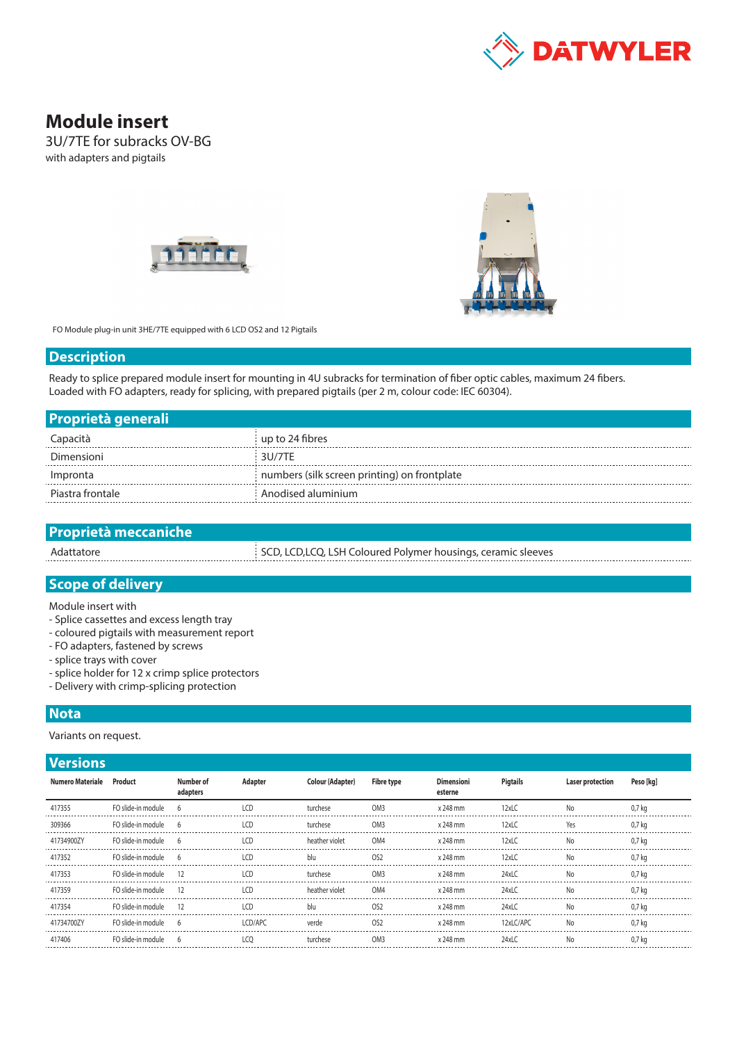# Module insert

3U/7TE for subracks OV-BG

with adapters and pigtails

FO Module plug-in unit 3HE/7TE equipped with 6 LCD OS2 and 12 Pigtails

## Description

Ready to splice prepared module insert for mounting in 4U subracks for termination of fiber optic cables, maximum 24 fibers. Loaded with FO adapters, ready for splicing, with prepared pigtails (per 2 m, colour code: IEC 60304).

## Proprietà generali

| | |
|---|---|
| Capacità | up to 24 fibres |
| Dimensioni | 3U/7TE |
| Impronta | numbers (silk screen printing) on frontplate |
| Piastra frontale | Anodised aluminium |

## Proprietà meccaniche

| | |
|---|---|
| Adattatore | SCD, LCD,LCQ, LSH Coloured Polymer housings, ceramic sleeves |

## Scope of delivery

Module insert with
- Splice cassettes and excess length tray
- coloured pigtails with measurement report
- FO adapters, fastened by screws
- splice trays with cover
- splice holder for 12 x crimp splice protectors
- Delivery with crimp-splicing protection

## Nota

Variants on request.

## Versions

| Numero Materiale | Product | Number of adapters | Adapter | Colour (Adapter) | Fibre type | Dimensioni esterne | Pigtails | Laser protection | Peso [kg] |
|---|---|---|---|---|---|---|---|---|---|
| 417355 | FO slide-in module | 6 | LCD | turchese | OM3 | x 248 mm | 12xLC | No | 0,7 kg |
| 309366 | FO slide-in module | 6 | LCD | turchese | OM3 | x 248 mm | 12xLC | Yes | 0,7 kg |
| 41734900ZY | FO slide-in module | 6 | LCD | heather violet | OM4 | x 248 mm | 12xLC | No | 0,7 kg |
| 417352 | FO slide-in module | 6 | LCD | blu | OS2 | x 248 mm | 12xLC | No | 0,7 kg |
| 417353 | FO slide-in module | 12 | LCD | turchese | OM3 | x 248 mm | 24xLC | No | 0,7 kg |
| 417359 | FO slide-in module | 12 | LCD | heather violet | OM4 | x 248 mm | 24xLC | No | 0,7 kg |
| 417354 | FO slide-in module | 12 | LCD | blu | OS2 | x 248 mm | 24xLC | No | 0,7 kg |
| 41734700ZY | FO slide-in module | 6 | LCD/APC | verde | OS2 | x 248 mm | 12xLC/APC | No | 0,7 kg |
| 417406 | FO slide-in module | 6 | LCQ | turchese | OM3 | x 248 mm | 24xLC | No | 0,7 kg |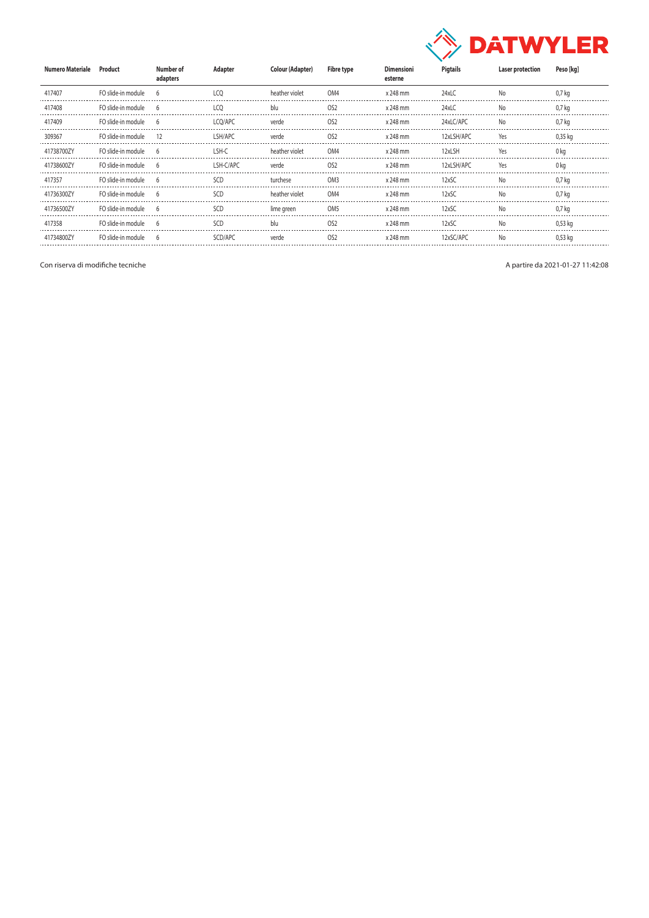| Numero Materiale | Product | Number of adapters | Adapter | Colour (Adapter) | Fibre type | Dimensioni esterne | Pigtails | Laser protection | Peso [kg] |
|---|---|---|---|---|---|---|---|---|---|
| 417407 | FO slide-in module | 6 | LCQ | heather violet | OM4 | x 248 mm | 24xLC | No | 0,7 kg |
| 417408 | FO slide-in module | 6 | LCQ | blu | OS2 | x 248 mm | 24xLC | No | 0,7 kg |
| 417409 | FO slide-in module | 6 | LCQ/APC | verde | OS2 | x 248 mm | 24xLC/APC | No | 0,7 kg |
| 309367 | FO slide-in module | 12 | LSH/APC | verde | OS2 | x 248 mm | 12xLSH/APC | Yes | 0,35 kg |
| 41738700ZY | FO slide-in module | 6 | LSH-C | heather violet | OM4 | x 248 mm | 12xLSH | Yes | 0 kg |
| 41738600ZY | FO slide-in module | 6 | LSH-C/APC | verde | OS2 | x 248 mm | 12xLSH/APC | Yes | 0 kg |
| 417357 | FO slide-in module | 6 | SCD | turchese | OM3 | x 248 mm | 12xSC | No | 0,7 kg |
| 41736300ZY | FO slide-in module | 6 | SCD | heather violet | OM4 | x 248 mm | 12xSC | No | 0,7 kg |
| 41736500ZY | FO slide-in module | 6 | SCD | lime green | OM5 | x 248 mm | 12xSC | No | 0,7 kg |
| 417358 | FO slide-in module | 6 | SCD | blu | OS2 | x 248 mm | 12xSC | No | 0,53 kg |
| 41734800ZY | FO slide-in module | 6 | SCD/APC | verde | OS2 | x 248 mm | 12xSC/APC | No | 0,53 kg |

Con riserva di modifiche tecniche

A partire da 2021-01-27 11:42:08